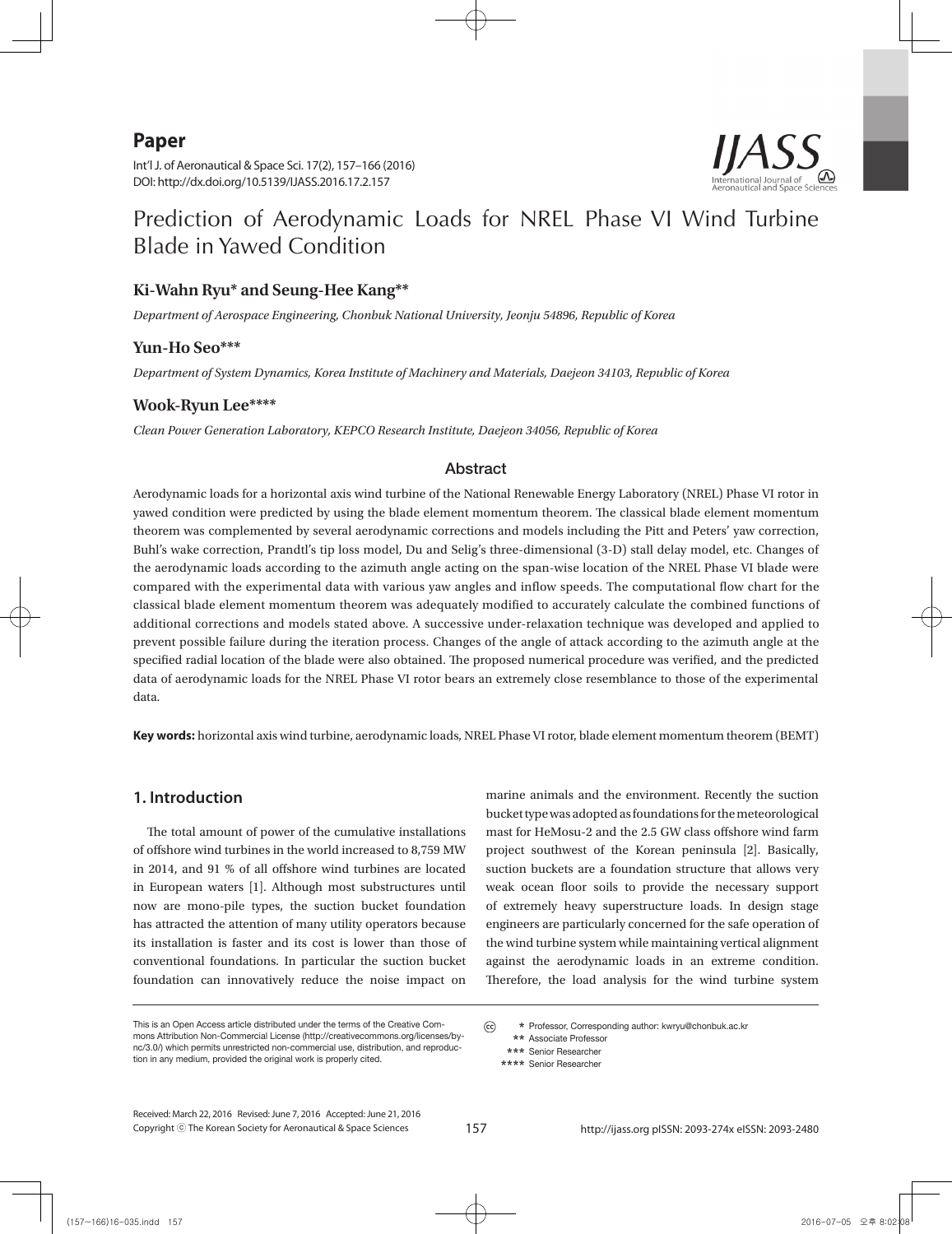**Paper**

# Prediction of Aerodynamic Loads for NREL Phase VI Wind Turbine Blade in Yawed Condition

**Ki-Wahn Ryu* and Seung-Hee Kang****

*Department of Aerospace Engineering, Chonbuk National University, Jeonju 54896, Republic of Korea*

**Yun-Ho Seo*****

*Department of System Dynamics, Korea Institute of Machinery and Materials, Daejeon 34103, Republic of Korea*

**Wook-Ryun Lee******

*Clean Power Generation Laboratory, KEPCO Research Institute, Daejeon 34056, Republic of Korea*

## Abstract

Aerodynamic loads for a horizontal axis wind turbine of the National Renewable Energy Laboratory (NREL) Phase VI rotor in yawed condition were predicted by using the blade element momentum theorem. The classical blade element momentum theorem was complemented by several aerodynamic corrections and models including the Pitt and Peters' yaw correction, Buhl's wake correction, Prandtl's tip loss model, Du and Selig's three-dimensional (3-D) stall delay model, etc. Changes of the aerodynamic loads according to the azimuth angle acting on the span-wise location of the NREL Phase VI blade were compared with the experimental data with various yaw angles and inflow speeds. The computational flow chart for the classical blade element momentum theorem was adequately modified to accurately calculate the combined functions of additional corrections and models stated above. A successive under-relaxation technique was developed and applied to prevent possible failure during the iteration process. Changes of the angle of attack according to the azimuth angle at the specified radial location of the blade were also obtained. The proposed numerical procedure was verified, and the predicted data of aerodynamic loads for the NREL Phase VI rotor bears an extremely close resemblance to those of the experimental data.

**Key words:** horizontal axis wind turbine, aerodynamic loads, NREL Phase VI rotor, blade element momentum theorem (BEMT)

## 1. Introduction

The total amount of power of the cumulative installations of offshore wind turbines in the world increased to 8,759 MW in 2014, and 91 % of all offshore wind turbines are located in European waters [1]. Although most substructures until now are mono-pile types, the suction bucket foundation has attracted the attention of many utility operators because its installation is faster and its cost is lower than those of conventional foundations. In particular the suction bucket foundation can innovatively reduce the noise impact on marine animals and the environment. Recently the suction bucket type was adopted as foundations for the meteorological mast for HeMosu-2 and the 2.5 GW class offshore wind farm project southwest of the Korean peninsula [2]. Basically, suction buckets are a foundation structure that allows very weak ocean floor soils to provide the necessary support of extremely heavy superstructure loads. In design stage engineers are particularly concerned for the safe operation of the wind turbine system while maintaining vertical alignment against the aerodynamic loads in an extreme condition. Therefore, the load analysis for the wind turbine system

This is an Open Access article distributed under the terms of the Creative Commons Attribution Non-Commercial License (http://creativecommons.org/licenses/by-nc/3.0/) which permits unrestricted non-commercial use, distribution, and reproduction in any medium, provided the original work is properly cited.

\* Professor, Corresponding author: kwryu@chonbuk.ac.kr
\*\* Associate Professor
\*\*\* Senior Researcher
\*\*\*\* Senior Researcher

Received: March 22, 2016 Revised: June 7, 2016 Accepted: June 21, 2016
Copyright ⓒ The Korean Society for Aeronautical & Space Sciences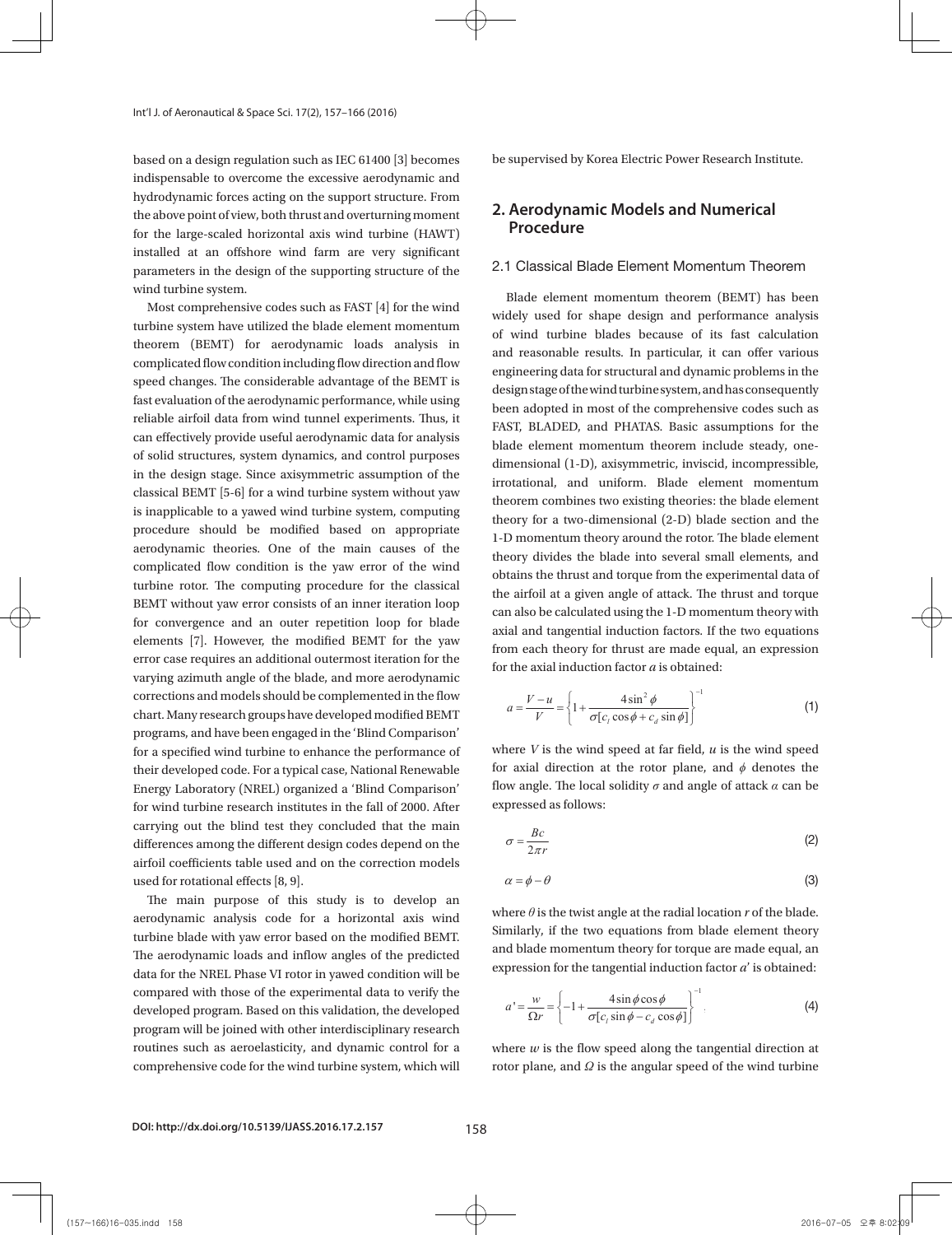based on a design regulation such as IEC 61400 [3] becomes indispensable to overcome the excessive aerodynamic and hydrodynamic forces acting on the support structure. From the above point of view, both thrust and overturning moment for the large-scaled horizontal axis wind turbine (HAWT) installed at an offshore wind farm are very significant parameters in the design of the supporting structure of the wind turbine system.

Most comprehensive codes such as FAST [4] for the wind turbine system have utilized the blade element momentum theorem (BEMT) for aerodynamic loads analysis in complicated flow condition including flow direction and flow speed changes. The considerable advantage of the BEMT is fast evaluation of the aerodynamic performance, while using reliable airfoil data from wind tunnel experiments. Thus, it can effectively provide useful aerodynamic data for analysis of solid structures, system dynamics, and control purposes in the design stage. Since axisymmetric assumption of the classical BEMT [5-6] for a wind turbine system without yaw is inapplicable to a yawed wind turbine system, computing procedure should be modified based on appropriate aerodynamic theories. One of the main causes of the complicated flow condition is the yaw error of the wind turbine rotor. The computing procedure for the classical BEMT without yaw error consists of an inner iteration loop for convergence and an outer repetition loop for blade elements [7]. However, the modified BEMT for the yaw error case requires an additional outermost iteration for the varying azimuth angle of the blade, and more aerodynamic corrections and models should be complemented in the flow chart. Many research groups have developed modified BEMT programs, and have been engaged in the 'Blind Comparison' for a specified wind turbine to enhance the performance of their developed code. For a typical case, National Renewable Energy Laboratory (NREL) organized a 'Blind Comparison' for wind turbine research institutes in the fall of 2000. After carrying out the blind test they concluded that the main differences among the different design codes depend on the airfoil coefficients table used and on the correction models used for rotational effects [8, 9].

The main purpose of this study is to develop an aerodynamic analysis code for a horizontal axis wind turbine blade with yaw error based on the modified BEMT. The aerodynamic loads and inflow angles of the predicted data for the NREL Phase VI rotor in yawed condition will be compared with those of the experimental data to verify the developed program. Based on this validation, the developed program will be joined with other interdisciplinary research routines such as aeroelasticity, and dynamic control for a comprehensive code for the wind turbine system, which will be supervised by Korea Electric Power Research Institute.

## 2. Aerodynamic Models and Numerical Procedure

### 2.1 Classical Blade Element Momentum Theorem

Blade element momentum theorem (BEMT) has been widely used for shape design and performance analysis of wind turbine blades because of its fast calculation and reasonable results. In particular, it can offer various engineering data for structural and dynamic problems in the design stage of the wind turbine system, and has consequently been adopted in most of the comprehensive codes such as FAST, BLADED, and PHATAS. Basic assumptions for the blade element momentum theorem include steady, one-dimensional (1-D), axisymmetric, inviscid, incompressible, irrotational, and uniform. Blade element momentum theorem combines two existing theories: the blade element theory for a two-dimensional (2-D) blade section and the 1-D momentum theory around the rotor. The blade element theory divides the blade into several small elements, and obtains the thrust and torque from the experimental data of the airfoil at a given angle of attack. The thrust and torque can also be calculated using the 1-D momentum theory with axial and tangential induction factors. If the two equations from each theory for thrust are made equal, an expression for the axial induction factor $a$ is obtained:

$$a = \frac{V-u}{V} = \left\{1 + \frac{4\sin^2\phi}{\sigma[c_l\cos\phi + c_d\sin\phi]}\right\}^{-1} \tag{1}$$

where $V$ is the wind speed at far field, $u$ is the wind speed for axial direction at the rotor plane, and $\phi$ denotes the flow angle. The local solidity $\sigma$ and angle of attack $\alpha$ can be expressed as follows:

$$\sigma = \frac{Bc}{2\pi r} \tag{2}$$

$$\alpha = \phi - \theta \tag{3}$$

where $\theta$ is the twist angle at the radial location $r$ of the blade. Similarly, if the two equations from blade element theory and blade momentum theory for torque are made equal, an expression for the tangential induction factor $a'$ is obtained:

$$a' = \frac{w}{\Omega r} = \left\{-1 + \frac{4\sin\phi\cos\phi}{\sigma[c_l\sin\phi - c_d\cos\phi]}\right\}^{-1} \tag{4}$$

where $w$ is the flow speed along the tangential direction at rotor plane, and $\Omega$ is the angular speed of the wind turbine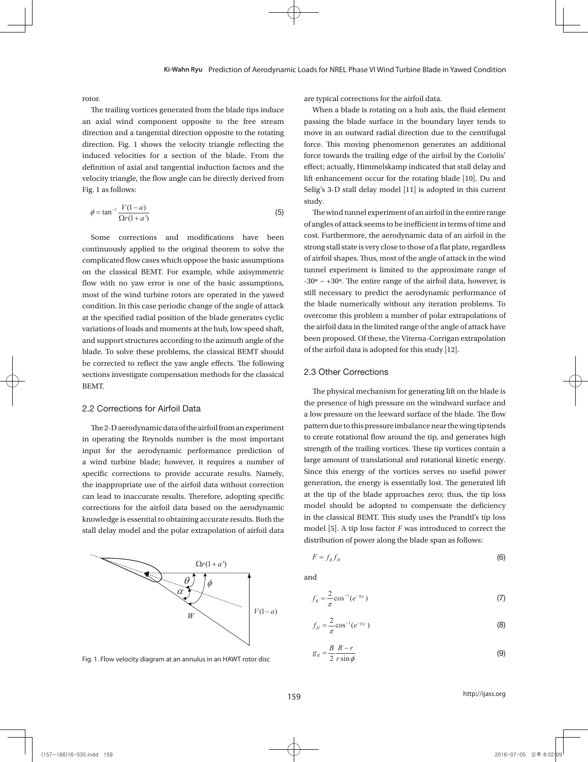rotor.

The trailing vortices generated from the blade tips induce an axial wind component opposite to the free stream direction and a tangential direction opposite to the rotating direction. Fig. 1 shows the velocity triangle reflecting the induced velocities for a section of the blade. From the definition of axial and tangential induction factors and the velocity triangle, the flow angle can be directly derived from Fig. 1 as follows:

$$\phi = \tan^{-1}\frac{V(1-a)}{\Omega r(1+a')} \tag{5}$$

Some corrections and modifications have been continuously applied to the original theorem to solve the complicated flow cases which oppose the basic assumptions on the classical BEMT. For example, while axisymmetric flow with no yaw error is one of the basic assumptions, most of the wind turbine rotors are operated in the yawed condition. In this case periodic change of the angle of attack at the specified radial position of the blade generates cyclic variations of loads and moments at the hub, low speed shaft, and support structures according to the azimuth angle of the blade. To solve these problems, the classical BEMT should be corrected to reflect the yaw angle effects. The following sections investigate compensation methods for the classical BEMT.

## 2.2 Corrections for Airfoil Data

The 2-D aerodynamic data of the airfoil from an experiment in operating the Reynolds number is the most important input for the aerodynamic performance prediction of a wind turbine blade; however, it requires a number of specific corrections to provide accurate results. Namely, the inappropriate use of the airfoil data without correction can lead to inaccurate results. Therefore, adopting specific corrections for the airfoil data based on the aerodynamic knowledge is essential to obtaining accurate results. Both the stall delay model and the polar extrapolation of airfoil data are typical corrections for the airfoil data.

Fig. 1. Flow velocity diagram at an annulus in an HAWT rotor disc

When a blade is rotating on a hub axis, the fluid element passing the blade surface in the boundary layer tends to move in an outward radial direction due to the centrifugal force. This moving phenomenon generates an additional force towards the trailing edge of the airfoil by the Coriolis' effect; actually, Himmelskamp indicated that stall delay and lift enhancement occur for the rotating blade [10]. Du and Selig's 3-D stall delay model [11] is adopted in this current study.

The wind tunnel experiment of an airfoil in the entire range of angles of attack seems to be inefficient in terms of time and cost. Furthermore, the aerodynamic data of an airfoil in the strong stall state is very close to those of a flat plate, regardless of airfoil shapes. Thus, most of the angle of attack in the wind tunnel experiment is limited to the approximate range of -30º ~ +30º. The entire range of the airfoil data, however, is still necessary to predict the aerodynamic performance of the blade numerically without any iteration problems. To overcome this problem a number of polar extrapolations of the airfoil data in the limited range of the angle of attack have been proposed. Of these, the Viterna-Corrigan extrapolation of the airfoil data is adopted for this study [12].

## 2.3 Other Corrections

The physical mechanism for generating lift on the blade is the presence of high pressure on the windward surface and a low pressure on the leeward surface of the blade. The flow pattern due to this pressure imbalance near the wing tip tends to create rotational flow around the tip, and generates high strength of the trailing vortices. These tip vortices contain a large amount of translational and rotational kinetic energy. Since this energy of the vortices serves no useful power generation, the energy is essentially lost. The generated lift at the tip of the blade approaches zero; thus, the tip loss model should be adopted to compensate the deficiency in the classical BEMT. This study uses the Prandtl's tip loss model [5]. A tip loss factor $F$ was introduced to correct the distribution of power along the blade span as follows:

$$F = f_R f_H \tag{6}$$

and

$$f_R = \frac{2}{\pi}\cos^{-1}(e^{-g_R}) \tag{7}$$

$$f_H = \frac{2}{\pi}\cos^{-1}(e^{-g_H}) \tag{8}$$

$$g_R = \frac{B}{2}\frac{R-r}{r\sin\phi} \tag{9}$$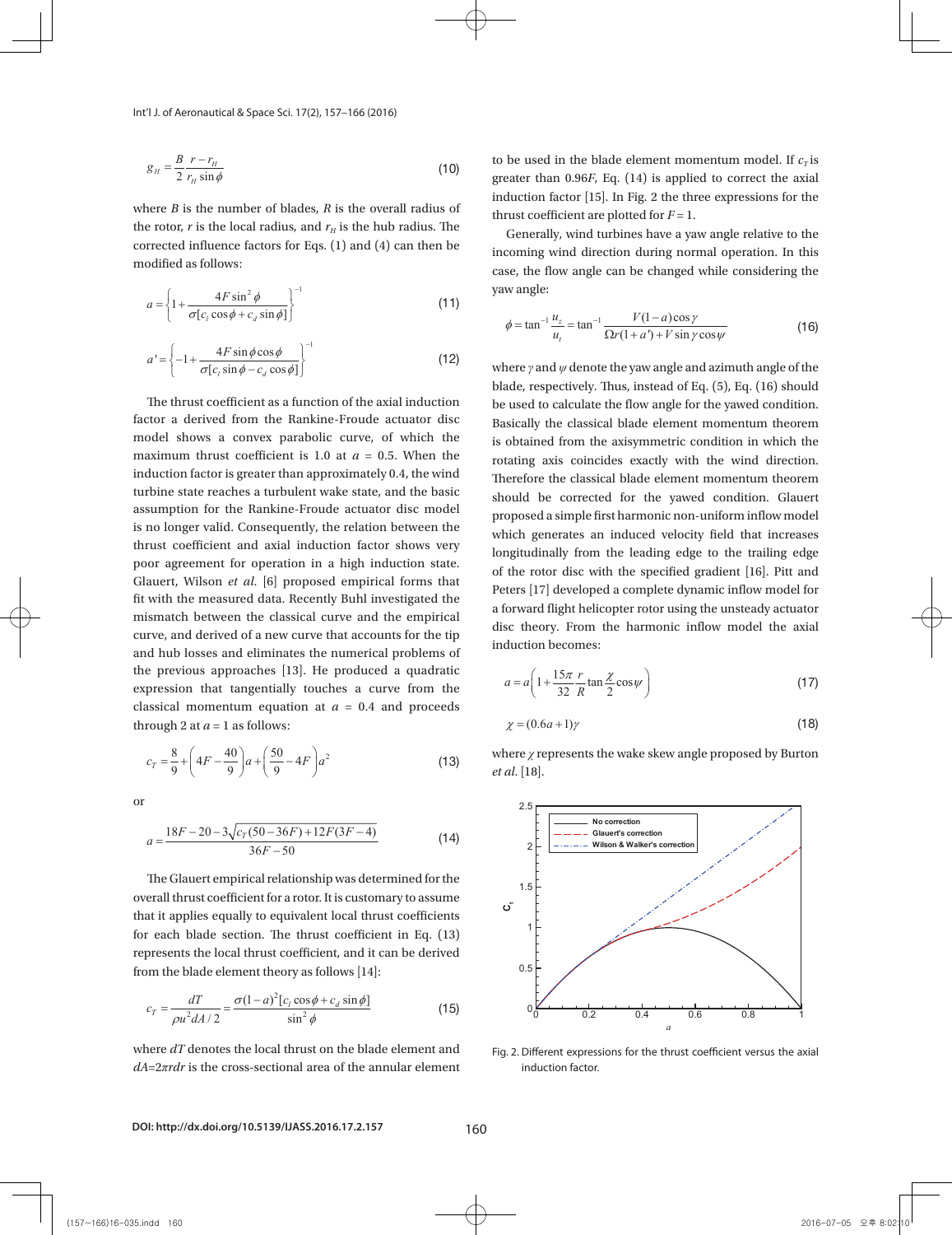$$g_H = \frac{B}{2}\frac{r - r_H}{r_H \sin\phi} \tag{10}$$

where $B$ is the number of blades, $R$ is the overall radius of the rotor, $r$ is the local radius, and $r_H$ is the hub radius. The corrected influence factors for Eqs. (1) and (4) can then be modified as follows:

$$a = \left\{1 + \frac{4F\sin^2\phi}{\sigma[c_l\cos\phi + c_d\sin\phi]}\right\}^{-1} \tag{11}$$

$$a' = \left\{-1 + \frac{4F\sin\phi\cos\phi}{\sigma[c_l\sin\phi - c_d\cos\phi]}\right\}^{-1} \tag{12}$$

The thrust coefficient as a function of the axial induction factor a derived from the Rankine-Froude actuator disc model shows a convex parabolic curve, of which the maximum thrust coefficient is 1.0 at $a$ = 0.5. When the induction factor is greater than approximately 0.4, the wind turbine state reaches a turbulent wake state, and the basic assumption for the Rankine-Froude actuator disc model is no longer valid. Consequently, the relation between the thrust coefficient and axial induction factor shows very poor agreement for operation in a high induction state. Glauert, Wilson *et al.* [6] proposed empirical forms that fit with the measured data. Recently Buhl investigated the mismatch between the classical curve and the empirical curve, and derived of a new curve that accounts for the tip and hub losses and eliminates the numerical problems of the previous approaches [13]. He produced a quadratic expression that tangentially touches a curve from the classical momentum equation at $a$ = 0.4 and proceeds through 2 at $a$ = 1 as follows:

$$c_T = \frac{8}{9} + \left(4F - \frac{40}{9}\right)a + \left(\frac{50}{9} - 4F\right)a^2 \tag{13}$$

or

$$a = \frac{18F - 20 - 3\sqrt{c_T(50 - 36F) + 12F(3F - 4)}}{36F - 50} \tag{14}$$

The Glauert empirical relationship was determined for the overall thrust coefficient for a rotor. It is customary to assume that it applies equally to equivalent local thrust coefficients for each blade section. The thrust coefficient in Eq. (13) represents the local thrust coefficient, and it can be derived from the blade element theory as follows [14]:

$$c_T = \frac{dT}{\rho u^2 dA/2} = \frac{\sigma(1-a)^2[c_l\cos\phi + c_d\sin\phi]}{\sin^2\phi} \tag{15}$$

where $dT$ denotes the local thrust on the blade element and $dA$=$2\pi r dr$ is the cross-sectional area of the annular element to be used in the blade element momentum model. If $c_T$ is greater than 0.96$F$, Eq. (14) is applied to correct the axial induction factor [15]. In Fig. 2 the three expressions for the thrust coefficient are plotted for $F$ = 1.

Generally, wind turbines have a yaw angle relative to the incoming wind direction during normal operation. In this case, the flow angle can be changed while considering the yaw angle:

$$\phi = \tan^{-1}\frac{u_z}{u_t} = \tan^{-1}\frac{V(1-a)\cos\gamma}{\Omega r(1+a') + V\sin\gamma\cos\psi} \tag{16}$$

where $\gamma$ and $\psi$ denote the yaw angle and azimuth angle of the blade, respectively. Thus, instead of Eq. (5), Eq. (16) should be used to calculate the flow angle for the yawed condition. Basically the classical blade element momentum theorem is obtained from the axisymmetric condition in which the rotating axis coincides exactly with the wind direction. Therefore the classical blade element momentum theorem should be corrected for the yawed condition. Glauert proposed a simple first harmonic non-uniform inflow model which generates an induced velocity field that increases longitudinally from the leading edge to the trailing edge of the rotor disc with the specified gradient [16]. Pitt and Peters [17] developed a complete dynamic inflow model for a forward flight helicopter rotor using the unsteady actuator disc theory. From the harmonic inflow model the axial induction becomes:

$$a = a\left(1 + \frac{15\pi}{32}\frac{r}{R}\tan\frac{\chi}{2}\cos\psi\right) \tag{17}$$

$$\chi = (0.6a + 1)\gamma \tag{18}$$

where $\chi$ represents the wake skew angle proposed by Burton *et al.* [18].

Fig. 2. Different expressions for the thrust coefficient versus the axial induction factor.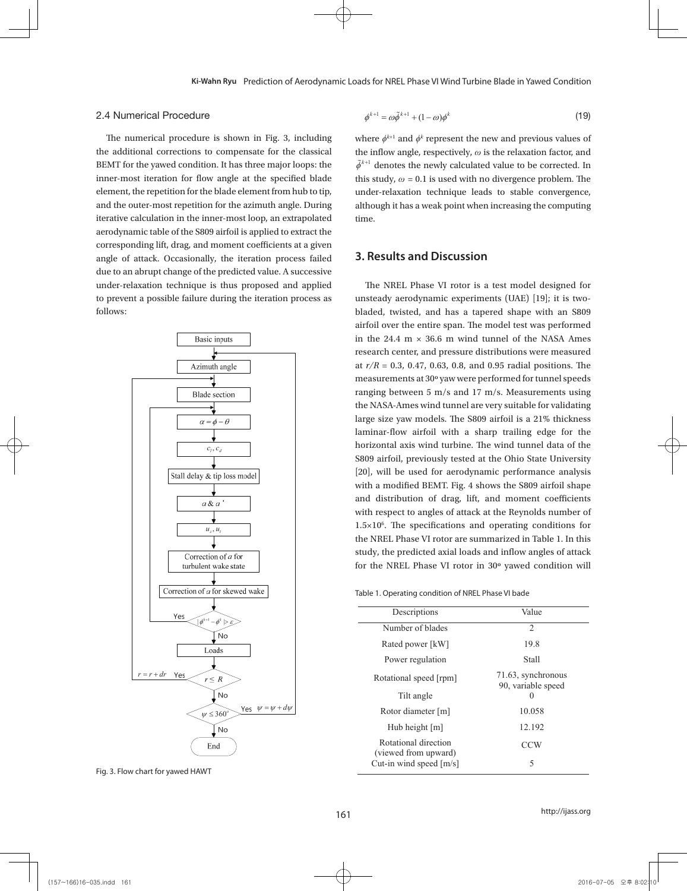### 2.4 Numerical Procedure

The numerical procedure is shown in Fig. 3, including the additional corrections to compensate for the classical BEMT for the yawed condition. It has three major loops: the inner-most iteration for flow angle at the specified blade element, the repetition for the blade element from hub to tip, and the outer-most repetition for the azimuth angle. During iterative calculation in the inner-most loop, an extrapolated aerodynamic table of the S809 airfoil is applied to extract the corresponding lift, drag, and moment coefficients at a given angle of attack. Occasionally, the iteration process failed due to an abrupt change of the predicted value. A successive under-relaxation technique is thus proposed and applied to prevent a possible failure during the iteration process as follows:

Fig. 3. Flow chart for yawed HAWT

$$\phi^{k+1} = \omega\tilde{\phi}^{k+1} + (1-\omega)\phi^{k} \tag{19}$$

where $\phi^{k+1}$ and $\phi^{k}$ represent the new and previous values of the inflow angle, respectively, $\omega$ is the relaxation factor, and $\tilde{\phi}^{k+1}$ denotes the newly calculated value to be corrected. In this study, $\omega = 0.1$ is used with no divergence problem. The under-relaxation technique leads to stable convergence, although it has a weak point when increasing the computing time.

## 3. Results and Discussion

The NREL Phase VI rotor is a test model designed for unsteady aerodynamic experiments (UAE) [19]; it is two-bladed, twisted, and has a tapered shape with an S809 airfoil over the entire span. The model test was performed in the 24.4 m × 36.6 m wind tunnel of the NASA Ames research center, and pressure distributions were measured at $r/R$ = 0.3, 0.47, 0.63, 0.8, and 0.95 radial positions. The measurements at 30º yaw were performed for tunnel speeds ranging between 5 m/s and 17 m/s. Measurements using the NASA-Ames wind tunnel are very suitable for validating large size yaw models. The S809 airfoil is a 21% thickness laminar-flow airfoil with a sharp trailing edge for the horizontal axis wind turbine. The wind tunnel data of the S809 airfoil, previously tested at the Ohio State University [20], will be used for aerodynamic performance analysis with a modified BEMT. Fig. 4 shows the S809 airfoil shape and distribution of drag, lift, and moment coefficients with respect to angles of attack at the Reynolds number of $1.5 \times 10^{6}$. The specifications and operating conditions for the NREL Phase VI rotor are summarized in Table 1. In this study, the predicted axial loads and inflow angles of attack for the NREL Phase VI rotor in 30º yawed condition will

Table 1. Operating condition of NREL Phase VI bade

| Descriptions | Value |
|---|---|
| Number of blades | 2 |
| Rated power [kW] | 19.8 |
| Power regulation | Stall |
| Rotational speed [rpm] | 71.63, synchronous<br>90, variable speed |
| Tilt angle | 0 |
| Rotor diameter [m] | 10.058 |
| Hub height [m] | 12.192 |
| Rotational direction (viewed from upward) | CCW |
| Cut-in wind speed [m/s] | 5 |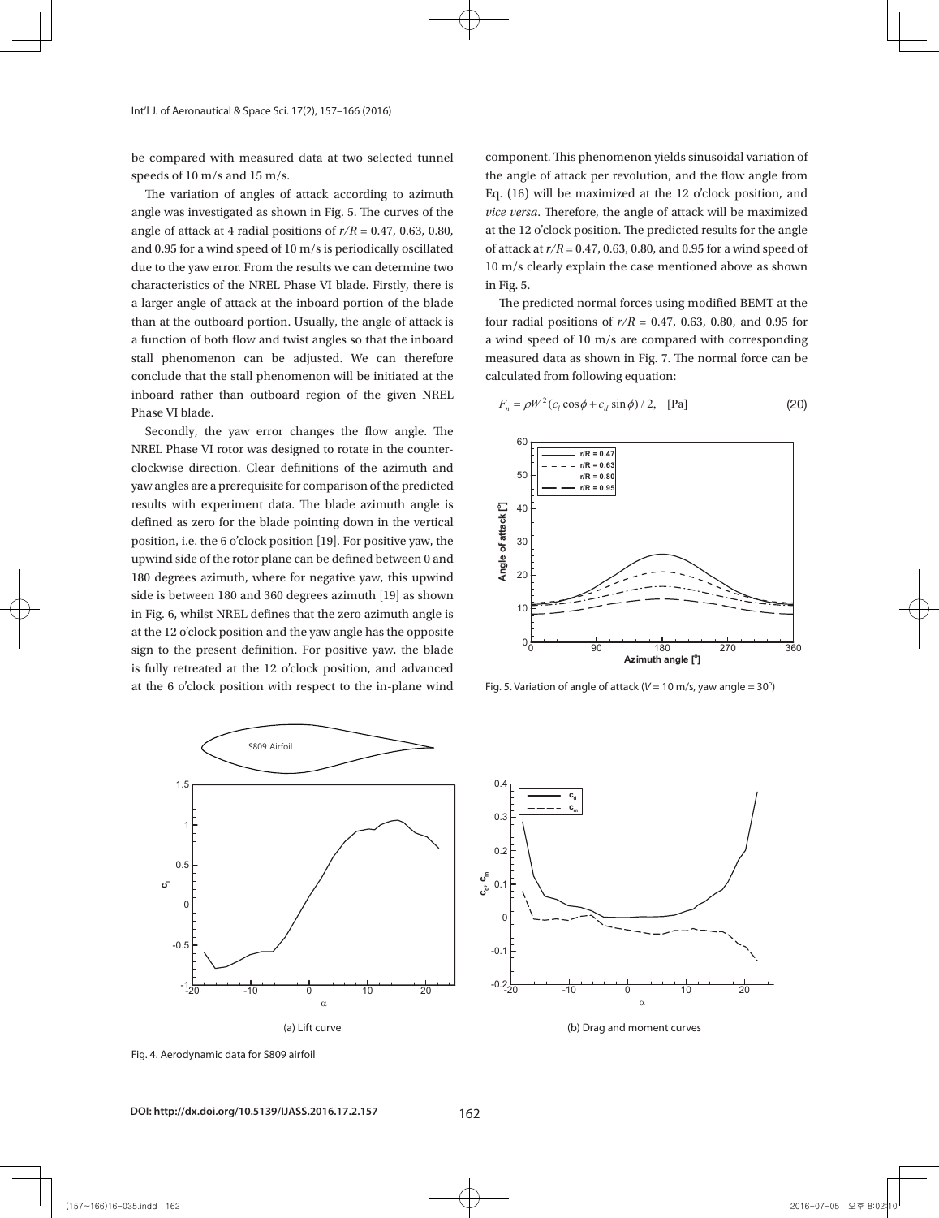be compared with measured data at two selected tunnel speeds of 10 m/s and 15 m/s.

The variation of angles of attack according to azimuth angle was investigated as shown in Fig. 5. The curves of the angle of attack at 4 radial positions of $r/R$ = 0.47, 0.63, 0.80, and 0.95 for a wind speed of 10 m/s is periodically oscillated due to the yaw error. From the results we can determine two characteristics of the NREL Phase VI blade. Firstly, there is a larger angle of attack at the inboard portion of the blade than at the outboard portion. Usually, the angle of attack is a function of both flow and twist angles so that the inboard stall phenomenon can be adjusted. We can therefore conclude that the stall phenomenon will be initiated at the inboard rather than outboard region of the given NREL Phase VI blade.

Secondly, the yaw error changes the flow angle. The NREL Phase VI rotor was designed to rotate in the counter-clockwise direction. Clear definitions of the azimuth and yaw angles are a prerequisite for comparison of the predicted results with experiment data. The blade azimuth angle is defined as zero for the blade pointing down in the vertical position, i.e. the 6 o'clock position [19]. For positive yaw, the upwind side of the rotor plane can be defined between 0 and 180 degrees azimuth, where for negative yaw, this upwind side is between 180 and 360 degrees azimuth [19] as shown in Fig. 6, whilst NREL defines that the zero azimuth angle is at the 12 o'clock position and the yaw angle has the opposite sign to the present definition. For positive yaw, the blade is fully retreated at the 12 o'clock position, and advanced at the 6 o'clock position with respect to the in-plane wind component. This phenomenon yields sinusoidal variation of the angle of attack per revolution, and the flow angle from Eq. (16) will be maximized at the 12 o'clock position, and *vice versa*. Therefore, the angle of attack will be maximized at the 12 o'clock position. The predicted results for the angle of attack at $r/R$ = 0.47, 0.63, 0.80, and 0.95 for a wind speed of 10 m/s clearly explain the case mentioned above as shown in Fig. 5.

The predicted normal forces using modified BEMT at the four radial positions of $r/R$ = 0.47, 0.63, 0.80, and 0.95 for a wind speed of 10 m/s are compared with corresponding measured data as shown in Fig. 7. The normal force can be calculated from following equation:

$$F_n = \rho W^2 (c_l \cos\phi + c_d \sin\phi)/2, \quad \text{[Pa]} \tag{20}$$

Fig. 5. Variation of angle of attack ($V$ = 10 m/s, yaw angle = 30°)

(a) Lift curve

(b) Drag and moment curves

Fig. 4. Aerodynamic data for S809 airfoil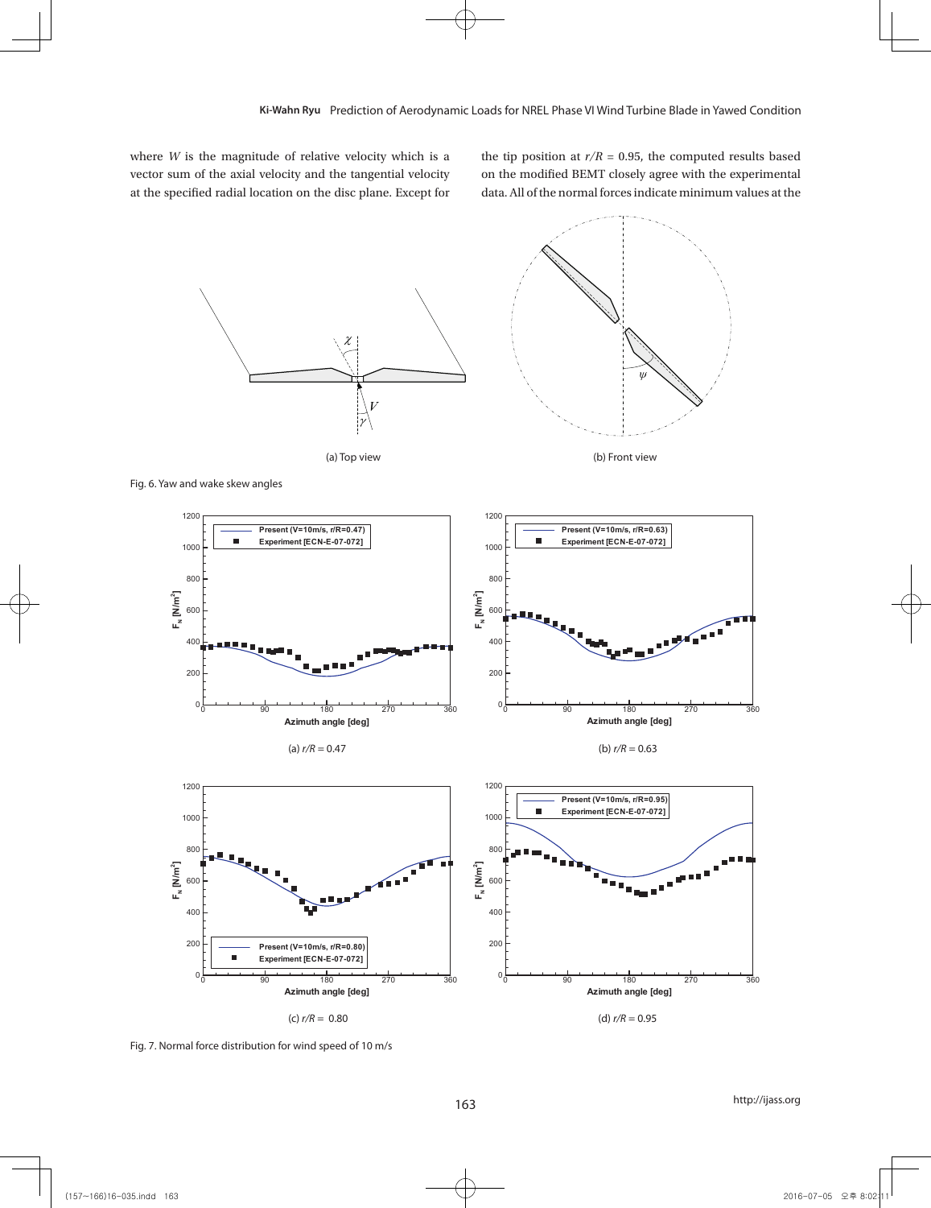where $W$ is the magnitude of relative velocity which is a vector sum of the axial velocity and the tangential velocity at the specified radial location on the disc plane. Except for the tip position at $r/R$ = 0.95, the computed results based on the modified BEMT closely agree with the experimental data. All of the normal forces indicate minimum values at the

(a) Top view

(b) Front view

Fig. 6. Yaw and wake skew angles

(a) $r/R$ = 0.47

(b) $r/R$ = 0.63

(c) $r/R$ = 0.80

(d) $r/R$ = 0.95

Fig. 7. Normal force distribution for wind speed of 10 m/s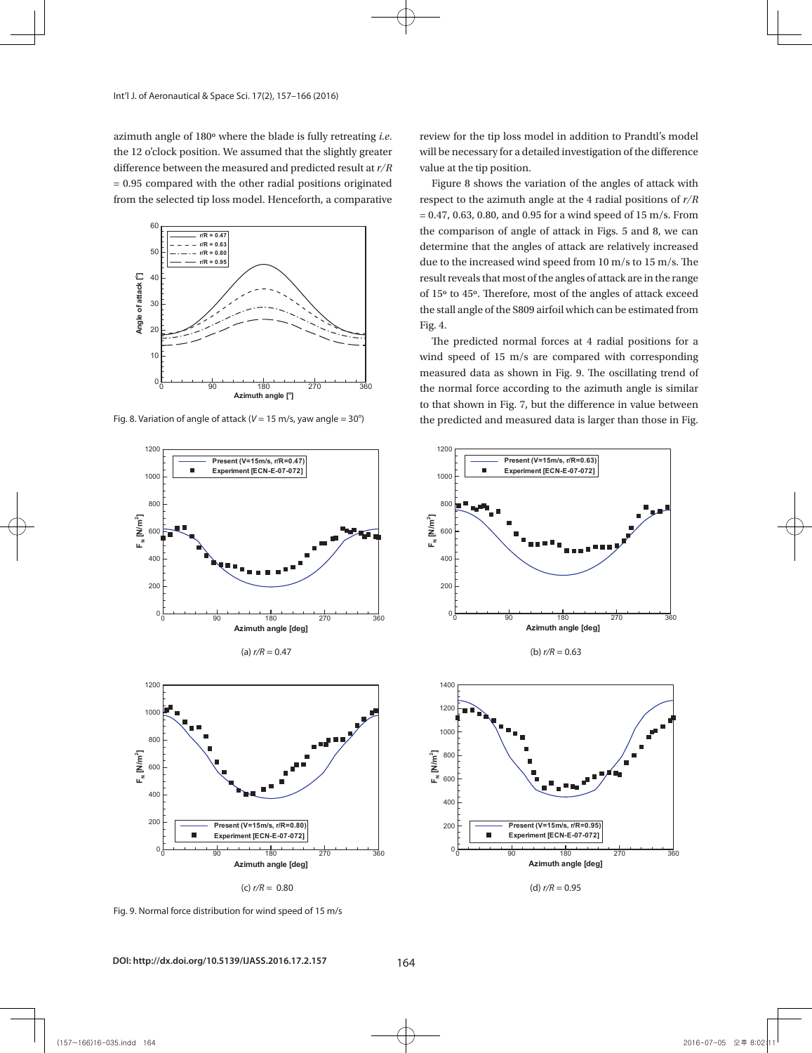azimuth angle of 180° where the blade is fully retreating *i.e.* the 12 o'clock position. We assumed that the slightly greater difference between the measured and predicted result at $r/R$ = 0.95 compared with the other radial positions originated from the selected tip loss model. Henceforth, a comparative review for the tip loss model in addition to Prandtl's model will be necessary for a detailed investigation of the difference value at the tip position.

Fig. 8. Variation of angle of attack ($V$ = 15 m/s, yaw angle = 30°)

Figure 8 shows the variation of the angles of attack with respect to the azimuth angle at the 4 radial positions of $r/R$ = 0.47, 0.63, 0.80, and 0.95 for a wind speed of 15 m/s. From the comparison of angle of attack in Figs. 5 and 8, we can determine that the angles of attack are relatively increased due to the increased wind speed from 10 m/s to 15 m/s. The result reveals that most of the angles of attack are in the range of 15° to 45°. Therefore, most of the angles of attack exceed the stall angle of the S809 airfoil which can be estimated from Fig. 4.

The predicted normal forces at 4 radial positions for a wind speed of 15 m/s are compared with corresponding measured data as shown in Fig. 9. The oscillating trend of the normal force according to the azimuth angle is similar to that shown in Fig. 7, but the difference in value between the predicted and measured data is larger than those in Fig.

(a) $r/R$ = 0.47

(b) $r/R$ = 0.63

(c) $r/R$ = 0.80

(d) $r/R$ = 0.95

Fig. 9. Normal force distribution for wind speed of 15 m/s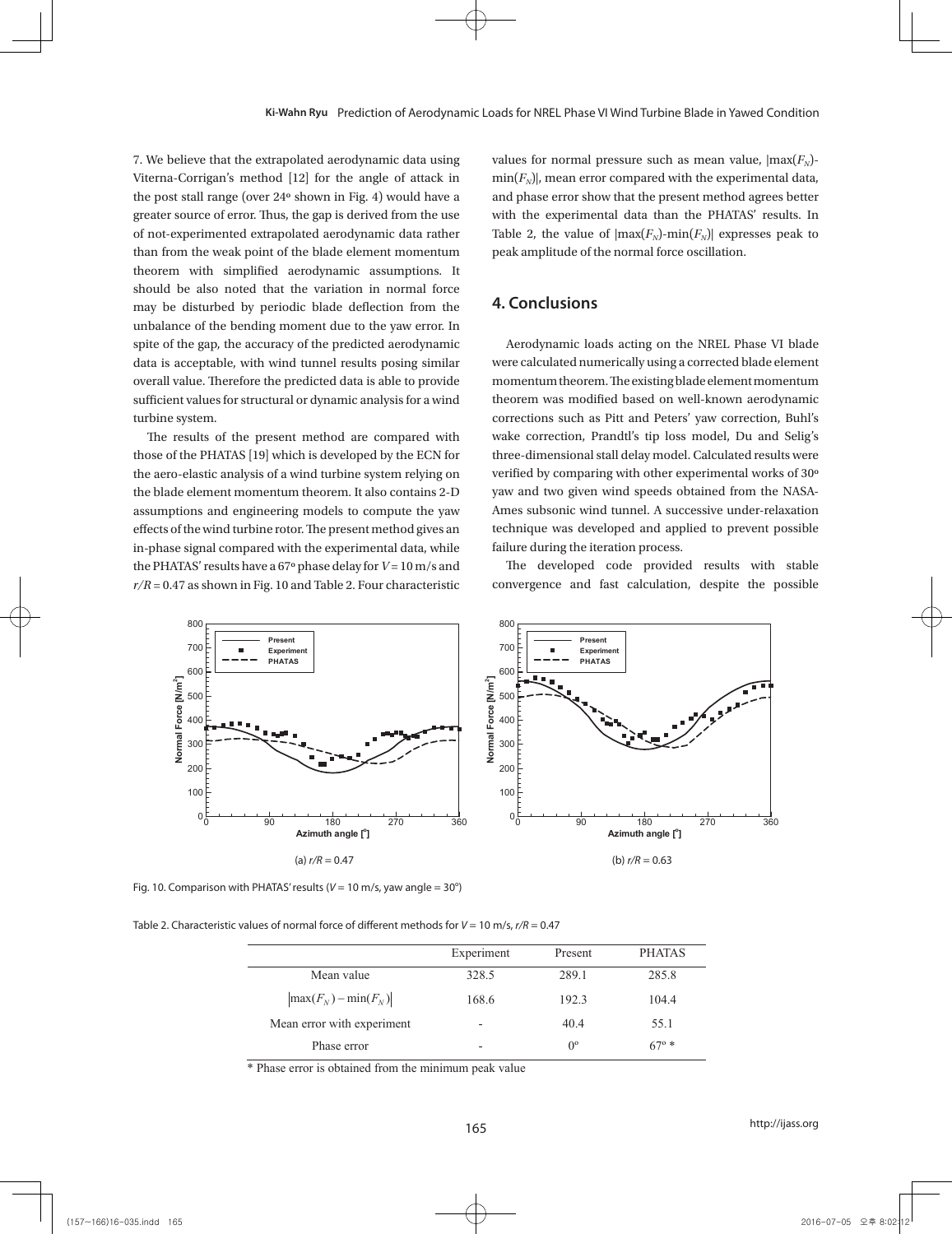7. We believe that the extrapolated aerodynamic data using Viterna-Corrigan's method [12] for the angle of attack in the post stall range (over 24º shown in Fig. 4) would have a greater source of error. Thus, the gap is derived from the use of not-experimented extrapolated aerodynamic data rather than from the weak point of the blade element momentum theorem with simplified aerodynamic assumptions. It should be also noted that the variation in normal force may be disturbed by periodic blade deflection from the unbalance of the bending moment due to the yaw error. In spite of the gap, the accuracy of the predicted aerodynamic data is acceptable, with wind tunnel results posing similar overall value. Therefore the predicted data is able to provide sufficient values for structural or dynamic analysis for a wind turbine system.

The results of the present method are compared with those of the PHATAS [19] which is developed by the ECN for the aero-elastic analysis of a wind turbine system relying on the blade element momentum theorem. It also contains 2-D assumptions and engineering models to compute the yaw effects of the wind turbine rotor. The present method gives an in-phase signal compared with the experimental data, while the PHATAS' results have a 67º phase delay for $V = 10$ m/s and $r/R = 0.47$ as shown in Fig. 10 and Table 2. Four characteristic values for normal pressure such as mean value, $|\max(F_N)-\min(F_N)|$, mean error compared with the experimental data, and phase error show that the present method agrees better with the experimental data than the PHATAS' results. In Table 2, the value of $|\max(F_N)-\min(F_N)|$ expresses peak to peak amplitude of the normal force oscillation.

## 4. Conclusions

Aerodynamic loads acting on the NREL Phase VI blade were calculated numerically using a corrected blade element momentum theorem. The existing blade element momentum theorem was modified based on well-known aerodynamic corrections such as Pitt and Peters' yaw correction, Buhl's wake correction, Prandtl's tip loss model, Du and Selig's three-dimensional stall delay model. Calculated results were verified by comparing with other experimental works of 30º yaw and two given wind speeds obtained from the NASA-Ames subsonic wind tunnel. A successive under-relaxation technique was developed and applied to prevent possible failure during the iteration process.

The developed code provided results with stable convergence and fast calculation, despite the possible

(a) $r/R = 0.47$

(b) $r/R = 0.63$

Fig. 10. Comparison with PHATAS' results ($V = 10$ m/s, yaw angle = 30º)

Table 2. Characteristic values of normal force of different methods for $V = 10$ m/s, $r/R = 0.47$

| | Experiment | Present | PHATAS |
|---|---|---|---|
| Mean value | 328.5 | 289.1 | 285.8 |
| $\lvert\max(F_N)-\min(F_N)\rvert$ | 168.6 | 192.3 | 104.4 |
| Mean error with experiment | - | 40.4 | 55.1 |
| Phase error | - | 0º | 67º * |

* Phase error is obtained from the minimum peak value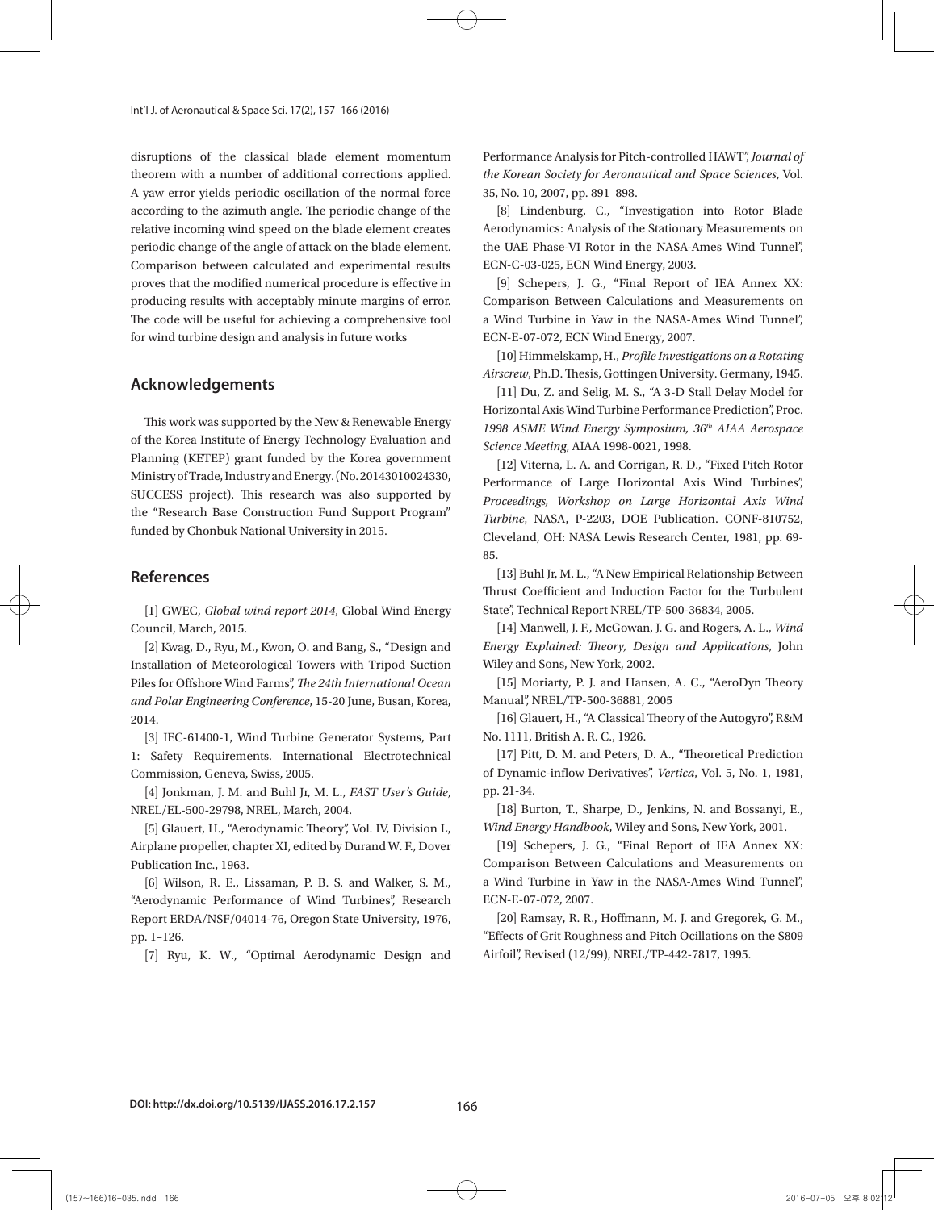disruptions of the classical blade element momentum theorem with a number of additional corrections applied. A yaw error yields periodic oscillation of the normal force according to the azimuth angle. The periodic change of the relative incoming wind speed on the blade element creates periodic change of the angle of attack on the blade element. Comparison between calculated and experimental results proves that the modified numerical procedure is effective in producing results with acceptably minute margins of error. The code will be useful for achieving a comprehensive tool for wind turbine design and analysis in future works

## Acknowledgements

This work was supported by the New & Renewable Energy of the Korea Institute of Energy Technology Evaluation and Planning (KETEP) grant funded by the Korea government Ministry of Trade, Industry and Energy. (No. 20143010024330, SUCCESS project). This research was also supported by the "Research Base Construction Fund Support Program" funded by Chonbuk National University in 2015.

## References

[1] GWEC, *Global wind report 2014*, Global Wind Energy Council, March, 2015.

[2] Kwag, D., Ryu, M., Kwon, O. and Bang, S., "Design and Installation of Meteorological Towers with Tripod Suction Piles for Offshore Wind Farms", *The 24th International Ocean and Polar Engineering Conference*, 15-20 June, Busan, Korea, 2014.

[3] IEC-61400-1, Wind Turbine Generator Systems, Part 1: Safety Requirements. International Electrotechnical Commission, Geneva, Swiss, 2005.

[4] Jonkman, J. M. and Buhl Jr, M. L., *FAST User's Guide*, NREL/EL-500-29798, NREL, March, 2004.

[5] Glauert, H., "Aerodynamic Theory", Vol. IV, Division L, Airplane propeller, chapter XI, edited by Durand W. F., Dover Publication Inc., 1963.

[6] Wilson, R. E., Lissaman, P. B. S. and Walker, S. M., "Aerodynamic Performance of Wind Turbines", Research Report ERDA/NSF/04014-76, Oregon State University, 1976, pp. 1–126.

[7] Ryu, K. W., "Optimal Aerodynamic Design and Performance Analysis for Pitch-controlled HAWT", *Journal of the Korean Society for Aeronautical and Space Sciences*, Vol. 35, No. 10, 2007, pp. 891–898.

[8] Lindenburg, C., "Investigation into Rotor Blade Aerodynamics: Analysis of the Stationary Measurements on the UAE Phase-VI Rotor in the NASA-Ames Wind Tunnel", ECN-C-03-025, ECN Wind Energy, 2003.

[9] Schepers, J. G., "Final Report of IEA Annex XX: Comparison Between Calculations and Measurements on a Wind Turbine in Yaw in the NASA-Ames Wind Tunnel", ECN-E-07-072, ECN Wind Energy, 2007.

[10] Himmelskamp, H., *Profile Investigations on a Rotating Airscrew*, Ph.D. Thesis, Gottingen University. Germany, 1945.

[11] Du, Z. and Selig, M. S., "A 3-D Stall Delay Model for Horizontal Axis Wind Turbine Performance Prediction", Proc. *1998 ASME Wind Energy Symposium, 36th AIAA Aerospace Science Meeting*, AIAA 1998-0021, 1998.

[12] Viterna, L. A. and Corrigan, R. D., "Fixed Pitch Rotor Performance of Large Horizontal Axis Wind Turbines", *Proceedings, Workshop on Large Horizontal Axis Wind Turbine*, NASA, P-2203, DOE Publication. CONF-810752, Cleveland, OH: NASA Lewis Research Center, 1981, pp. 69-85.

[13] Buhl Jr, M. L., "A New Empirical Relationship Between Thrust Coefficient and Induction Factor for the Turbulent State", Technical Report NREL/TP-500-36834, 2005.

[14] Manwell, J. F., McGowan, J. G. and Rogers, A. L., *Wind Energy Explained: Theory, Design and Applications*, John Wiley and Sons, New York, 2002.

[15] Moriarty, P. J. and Hansen, A. C., "AeroDyn Theory Manual", NREL/TP-500-36881, 2005

[16] Glauert, H., "A Classical Theory of the Autogyro", R&M No. 1111, British A. R. C., 1926.

[17] Pitt, D. M. and Peters, D. A., "Theoretical Prediction of Dynamic-inflow Derivatives", *Vertica*, Vol. 5, No. 1, 1981, pp. 21-34.

[18] Burton, T., Sharpe, D., Jenkins, N. and Bossanyi, E., *Wind Energy Handbook*, Wiley and Sons, New York, 2001.

[19] Schepers, J. G., "Final Report of IEA Annex XX: Comparison Between Calculations and Measurements on a Wind Turbine in Yaw in the NASA-Ames Wind Tunnel", ECN-E-07-072, 2007.

[20] Ramsay, R. R., Hoffmann, M. J. and Gregorek, G. M., "Effects of Grit Roughness and Pitch Ocillations on the S809 Airfoil", Revised (12/99), NREL/TP-442-7817, 1995.